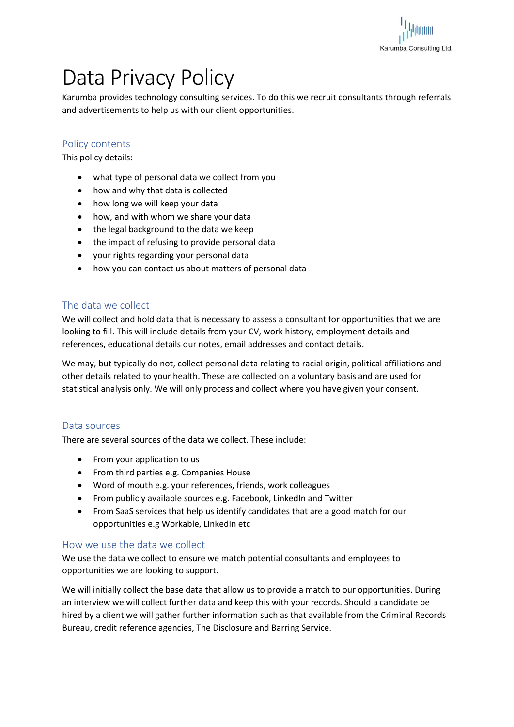Karumba Consulting Ltd.

# Data Privacy Policy

Karumba provides technology consulting services. To do this we recruit consultants through referrals and advertisements to help us with our client opportunities.

## Policy contents

This policy details:

- what type of personal data we collect from you
- how and why that data is collected
- how long we will keep your data
- how, and with whom we share your data
- the legal background to the data we keep
- the impact of refusing to provide personal data
- your rights regarding your personal data
- how you can contact us about matters of personal data

## The data we collect

We will collect and hold data that is necessary to assess a consultant for opportunities that we are looking to fill. This will include details from your CV, work history, employment details and references, educational details our notes, email addresses and contact details.

We may, but typically do not, collect personal data relating to racial origin, political affiliations and other details related to your health. These are collected on a voluntary basis and are used for statistical analysis only. We will only process and collect where you have given your consent.

## Data sources

There are several sources of the data we collect. These include:

- From your application to us
- From third parties e.g. Companies House
- Word of mouth e.g. your references, friends, work colleagues
- From publicly available sources e.g. Facebook, LinkedIn and Twitter
- From SaaS services that help us identify candidates that are a good match for our opportunities e.g Workable, LinkedIn etc

## How we use the data we collect

We use the data we collect to ensure we match potential consultants and employees to opportunities we are looking to support.

We will initially collect the base data that allow us to provide a match to our opportunities. During an interview we will collect further data and keep this with your records. Should a candidate be hired by a client we will gather further information such as that available from the Criminal Records Bureau, credit reference agencies, The Disclosure and Barring Service.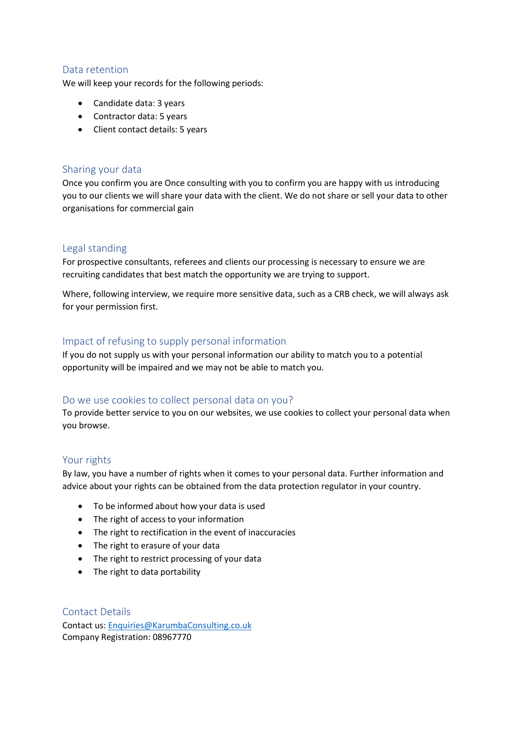## Data retention

We will keep your records for the following periods:

- Candidate data: 3 years
- Contractor data: 5 years
- Client contact details: 5 years

## Sharing your data

Once you confirm you are Once consulting with you to confirm you are happy with us introducing you to our clients we will share your data with the client. We do not share or sell your data to other organisations for commercial gain

## Legal standing

For prospective consultants, referees and clients our processing is necessary to ensure we are recruiting candidates that best match the opportunity we are trying to support.

Where, following interview, we require more sensitive data, such as a CRB check, we will always ask for your permission first.

## Impact of refusing to supply personal information

If you do not supply us with your personal information our ability to match you to a potential opportunity will be impaired and we may not be able to match you.

## Do we use cookies to collect personal data on you?

To provide better service to you on our websites, we use cookies to collect your personal data when you browse.

## Your rights

By law, you have a number of rights when it comes to your personal data. Further information and advice about your rights can be obtained from the data protection regulator in your country.

- To be informed about how your data is used
- The right of access to your information
- The right to rectification in the event of inaccuracies
- The right to erasure of your data
- The right to restrict processing of your data
- The right to data portability

## Contact Details

Contact us: [Enquiries@KarumbaConsulting.co.uk](mailto:Enquiries@KarumbaConsulting.co.uk)
Company Registration: 08967770